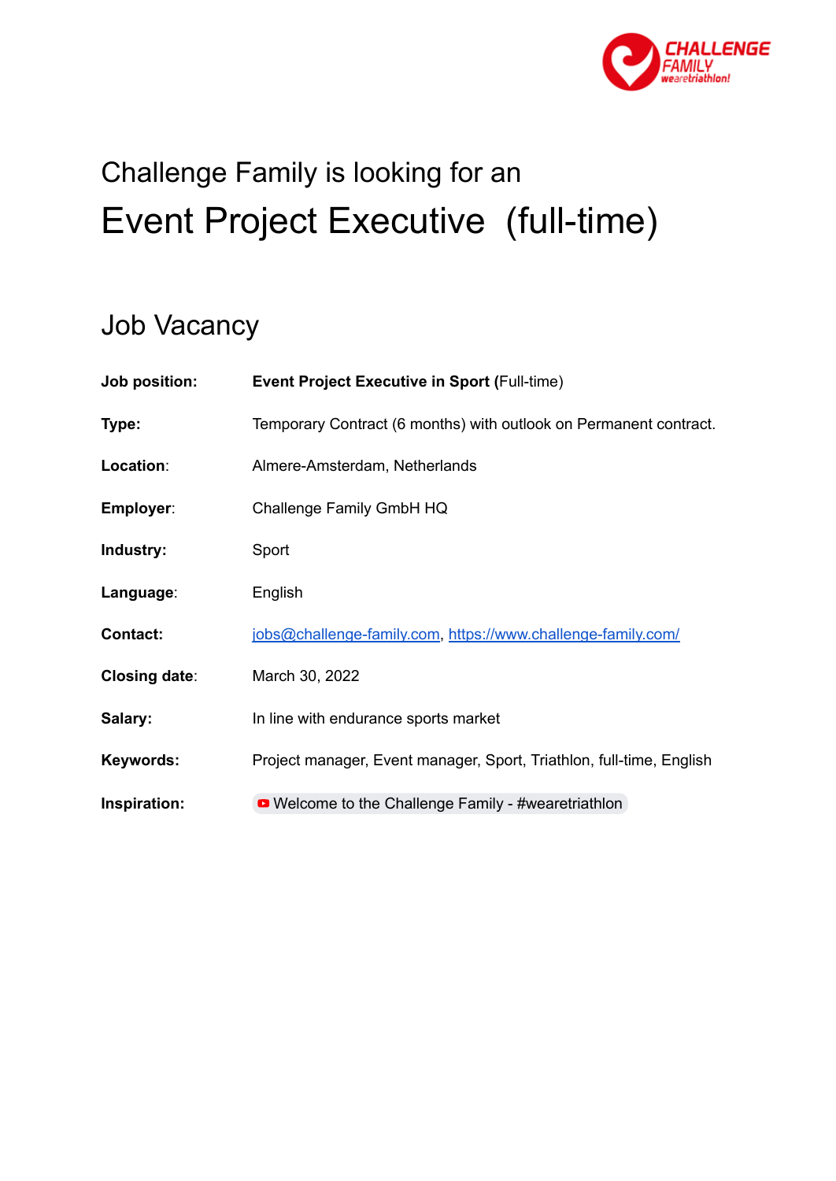Challenge Family is looking for an

# Event Project Executive (full-time)

## Job Vacancy

| | |
|---|---|
| **Job position:** | **Event Project Executive in Sport (**Full-time) |
| **Type:** | Temporary Contract (6 months) with outlook on Permanent contract. |
| **Location**: | Almere-Amsterdam, Netherlands |
| **Employer**: | Challenge Family GmbH HQ |
| **Industry:** | Sport |
| **Language**: | English |
| **Contact:** | jobs@challenge-family.com, https://www.challenge-family.com/ |
| **Closing date**: | March 30, 2022 |
| **Salary:** | In line with endurance sports market |
| **Keywords:** | Project manager, Event manager, Sport, Triathlon, full-time, English |
| **Inspiration:** | Welcome to the Challenge Family - #wearetriathlon |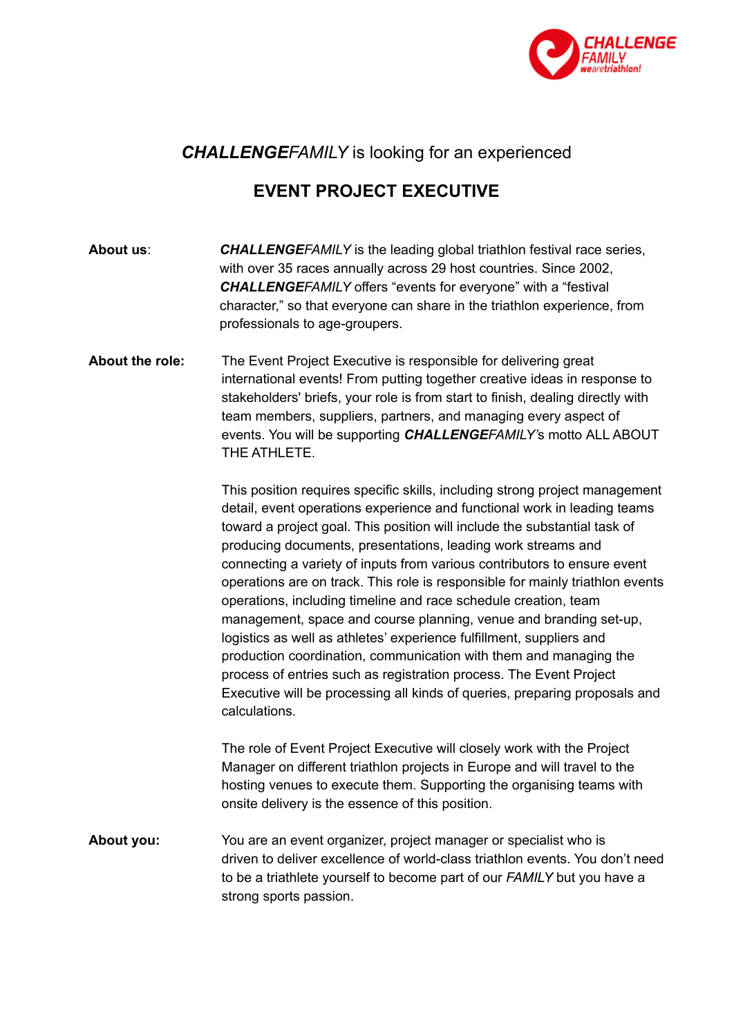***CHALLENGE**FAMILY* is looking for an experienced

## EVENT PROJECT EXECUTIVE

**About us**: ***CHALLENGE**FAMILY* is the leading global triathlon festival race series, with over 35 races annually across 29 host countries. Since 2002, ***CHALLENGE**FAMILY* offers "events for everyone" with a "festival character," so that everyone can share in the triathlon experience, from professionals to age-groupers.

**About the role:** The Event Project Executive is responsible for delivering great international events! From putting together creative ideas in response to stakeholders' briefs, your role is from start to finish, dealing directly with team members, suppliers, partners, and managing every aspect of events. You will be supporting ***CHALLENGE**FAMILY*'s motto ALL ABOUT THE ATHLETE.

This position requires specific skills, including strong project management detail, event operations experience and functional work in leading teams toward a project goal. This position will include the substantial task of producing documents, presentations, leading work streams and connecting a variety of inputs from various contributors to ensure event operations are on track. This role is responsible for mainly triathlon events operations, including timeline and race schedule creation, team management, space and course planning, venue and branding set-up, logistics as well as athletes' experience fulfillment, suppliers and production coordination, communication with them and managing the process of entries such as registration process. The Event Project Executive will be processing all kinds of queries, preparing proposals and calculations.

The role of Event Project Executive will closely work with the Project Manager on different triathlon projects in Europe and will travel to the hosting venues to execute them. Supporting the organising teams with onsite delivery is the essence of this position.

**About you:** You are an event organizer, project manager or specialist who is driven to deliver excellence of world-class triathlon events. You don't need to be a triathlete yourself to become part of our *FAMILY* but you have a strong sports passion.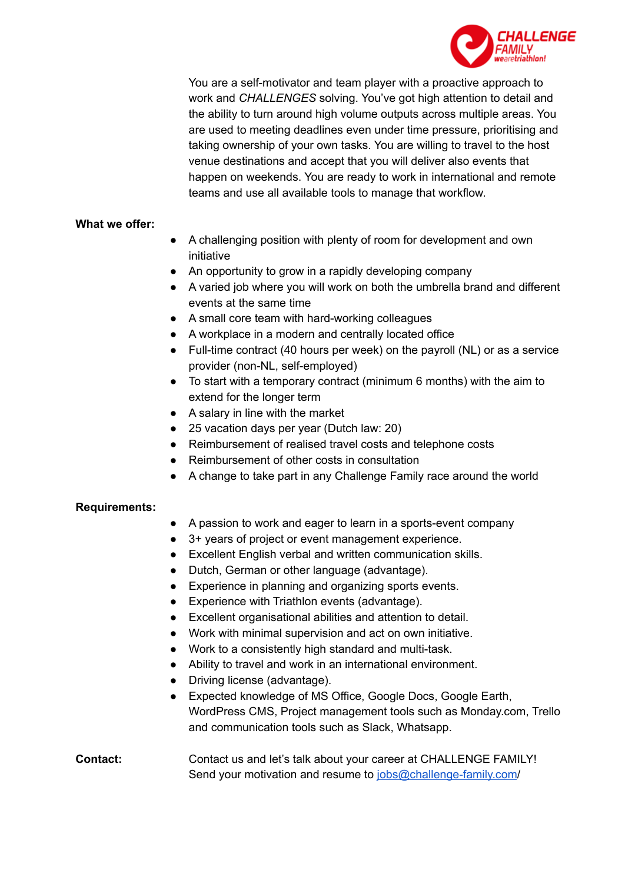You are a self-motivator and team player with a proactive approach to work and *CHALLENGES* solving. You've got high attention to detail and the ability to turn around high volume outputs across multiple areas. You are used to meeting deadlines even under time pressure, prioritising and taking ownership of your own tasks. You are willing to travel to the host venue destinations and accept that you will deliver also events that happen on weekends. You are ready to work in international and remote teams and use all available tools to manage that workflow.

**What we offer:**

- A challenging position with plenty of room for development and own initiative
- An opportunity to grow in a rapidly developing company
- A varied job where you will work on both the umbrella brand and different events at the same time
- A small core team with hard-working colleagues
- A workplace in a modern and centrally located office
- Full-time contract (40 hours per week) on the payroll (NL) or as a service provider (non-NL, self-employed)
- To start with a temporary contract (minimum 6 months) with the aim to extend for the longer term
- A salary in line with the market
- 25 vacation days per year (Dutch law: 20)
- Reimbursement of realised travel costs and telephone costs
- Reimbursement of other costs in consultation
- A change to take part in any Challenge Family race around the world

**Requirements:**

- A passion to work and eager to learn in a sports-event company
- 3+ years of project or event management experience.
- Excellent English verbal and written communication skills.
- Dutch, German or other language (advantage).
- Experience in planning and organizing sports events.
- Experience with Triathlon events (advantage).
- Excellent organisational abilities and attention to detail.
- Work with minimal supervision and act on own initiative.
- Work to a consistently high standard and multi-task.
- Ability to travel and work in an international environment.
- Driving license (advantage).
- Expected knowledge of MS Office, Google Docs, Google Earth, WordPress CMS, Project management tools such as Monday.com, Trello and communication tools such as Slack, Whatsapp.

**Contact:**

Contact us and let's talk about your career at CHALLENGE FAMILY!
Send your motivation and resume to jobs@challenge-family.com/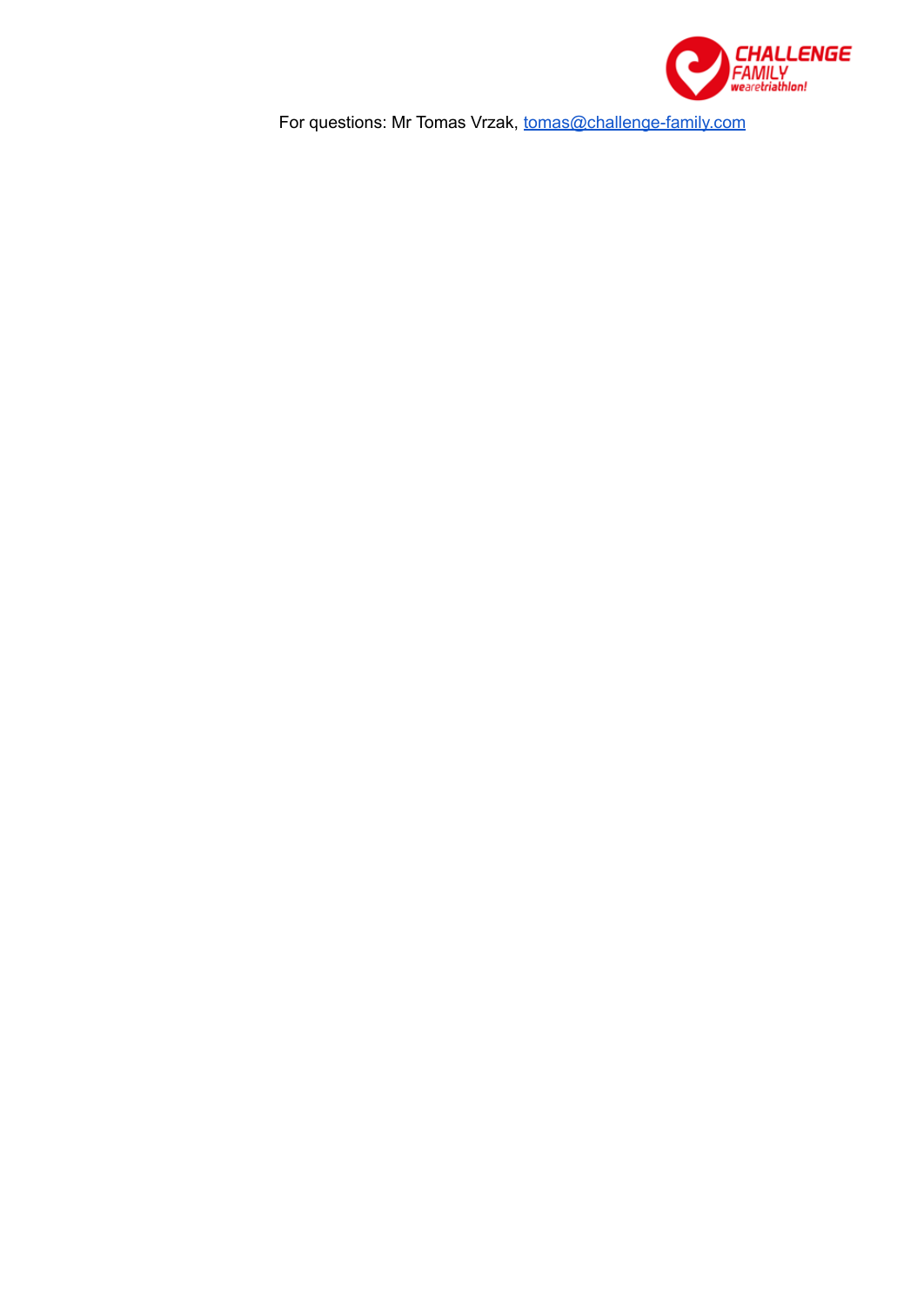For questions: Mr Tomas Vrzak, tomas@challenge-family.com